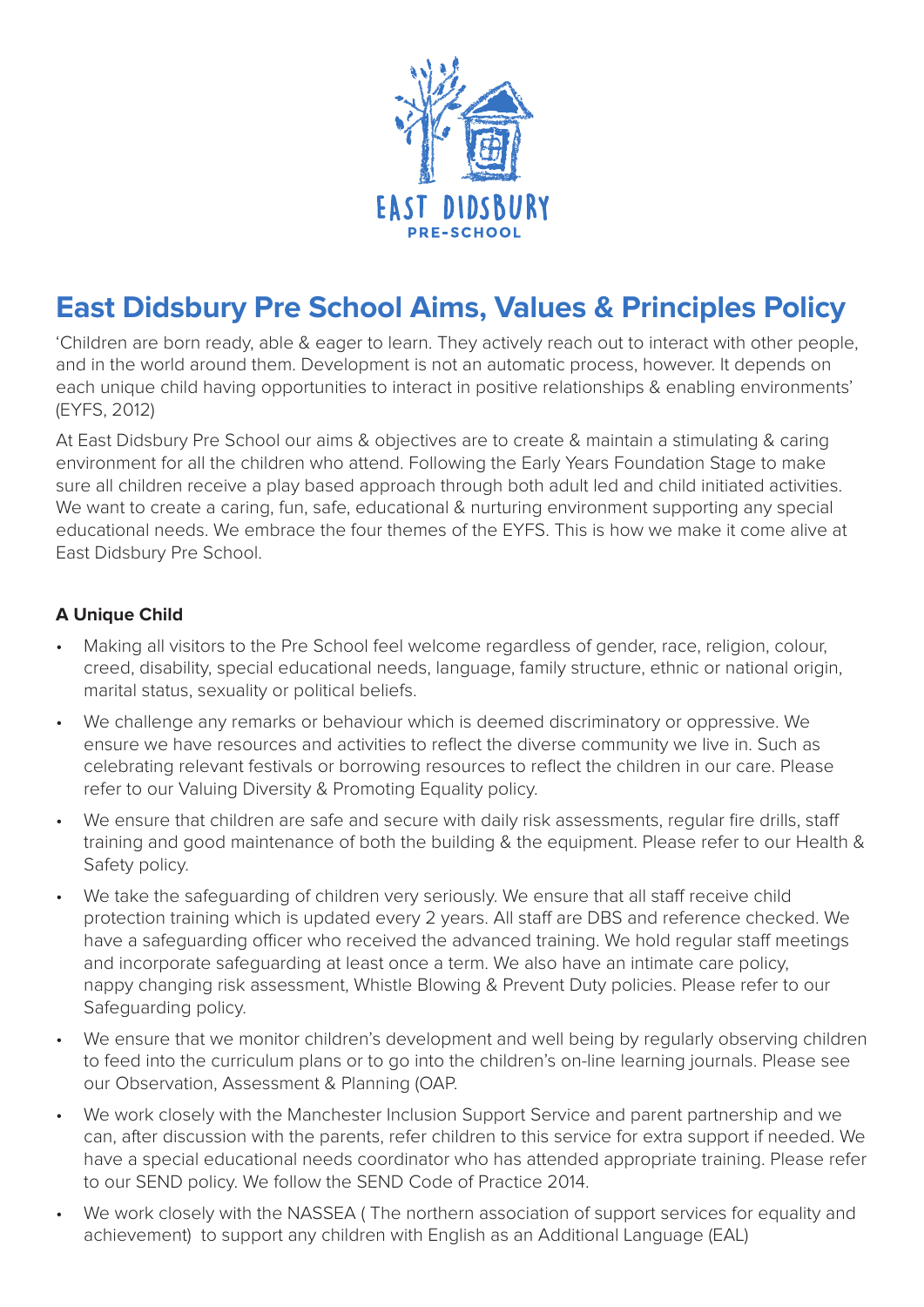# East Didsbury Pre School Aims, Values & Principles Policy

'Children are born ready, able & eager to learn. They actively reach out to interact with other people, and in the world around them. Development is not an automatic process, however. It depends on each unique child having opportunities to interact in positive relationships & enabling environments' (EYFS, 2012)

At East Didsbury Pre School our aims & objectives are to create & maintain a stimulating & caring environment for all the children who attend. Following the Early Years Foundation Stage to make sure all children receive a play based approach through both adult led and child initiated activities. We want to create a caring, fun, safe, educational & nurturing environment supporting any special educational needs. We embrace the four themes of the EYFS. This is how we make it come alive at East Didsbury Pre School.

**A Unique Child**

- Making all visitors to the Pre School feel welcome regardless of gender, race, religion, colour, creed, disability, special educational needs, language, family structure, ethnic or national origin, marital status, sexuality or political beliefs.
- We challenge any remarks or behaviour which is deemed discriminatory or oppressive. We ensure we have resources and activities to reflect the diverse community we live in. Such as celebrating relevant festivals or borrowing resources to reflect the children in our care. Please refer to our Valuing Diversity & Promoting Equality policy.
- We ensure that children are safe and secure with daily risk assessments, regular fire drills, staff training and good maintenance of both the building & the equipment. Please refer to our Health & Safety policy.
- We take the safeguarding of children very seriously. We ensure that all staff receive child protection training which is updated every 2 years. All staff are DBS and reference checked. We have a safeguarding officer who received the advanced training. We hold regular staff meetings and incorporate safeguarding at least once a term. We also have an intimate care policy, nappy changing risk assessment, Whistle Blowing & Prevent Duty policies. Please refer to our Safeguarding policy.
- We ensure that we monitor children's development and well being by regularly observing children to feed into the curriculum plans or to go into the children's on-line learning journals. Please see our Observation, Assessment & Planning (OAP.
- We work closely with the Manchester Inclusion Support Service and parent partnership and we can, after discussion with the parents, refer children to this service for extra support if needed. We have a special educational needs coordinator who has attended appropriate training. Please refer to our SEND policy. We follow the SEND Code of Practice 2014.
- We work closely with the NASSEA ( The northern association of support services for equality and achievement) to support any children with English as an Additional Language (EAL)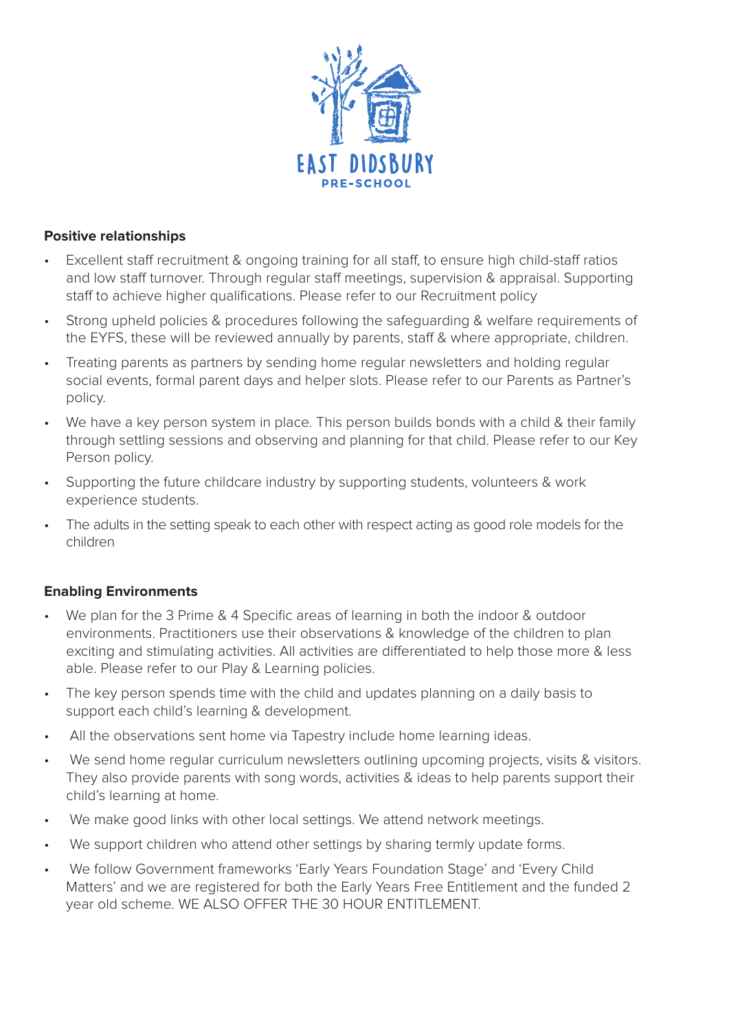EAST DIDSBURY
PRE-SCHOOL

**Positive relationships**

- Excellent staff recruitment & ongoing training for all staff, to ensure high child-staff ratios and low staff turnover. Through regular staff meetings, supervision & appraisal. Supporting staff to achieve higher qualifications. Please refer to our Recruitment policy
- Strong upheld policies & procedures following the safeguarding & welfare requirements of the EYFS, these will be reviewed annually by parents, staff & where appropriate, children.
- Treating parents as partners by sending home regular newsletters and holding regular social events, formal parent days and helper slots. Please refer to our Parents as Partner's policy.
- We have a key person system in place. This person builds bonds with a child & their family through settling sessions and observing and planning for that child. Please refer to our Key Person policy.
- Supporting the future childcare industry by supporting students, volunteers & work experience students.
- The adults in the setting speak to each other with respect acting as good role models for the children

**Enabling Environments**

- We plan for the 3 Prime & 4 Specific areas of learning in both the indoor & outdoor environments. Practitioners use their observations & knowledge of the children to plan exciting and stimulating activities. All activities are differentiated to help those more & less able. Please refer to our Play & Learning policies.
- The key person spends time with the child and updates planning on a daily basis to support each child's learning & development.
- All the observations sent home via Tapestry include home learning ideas.
- We send home regular curriculum newsletters outlining upcoming projects, visits & visitors. They also provide parents with song words, activities & ideas to help parents support their child's learning at home.
- We make good links with other local settings. We attend network meetings.
- We support children who attend other settings by sharing termly update forms.
- We follow Government frameworks 'Early Years Foundation Stage' and 'Every Child Matters' and we are registered for both the Early Years Free Entitlement and the funded 2 year old scheme. WE ALSO OFFER THE 30 HOUR ENTITLEMENT.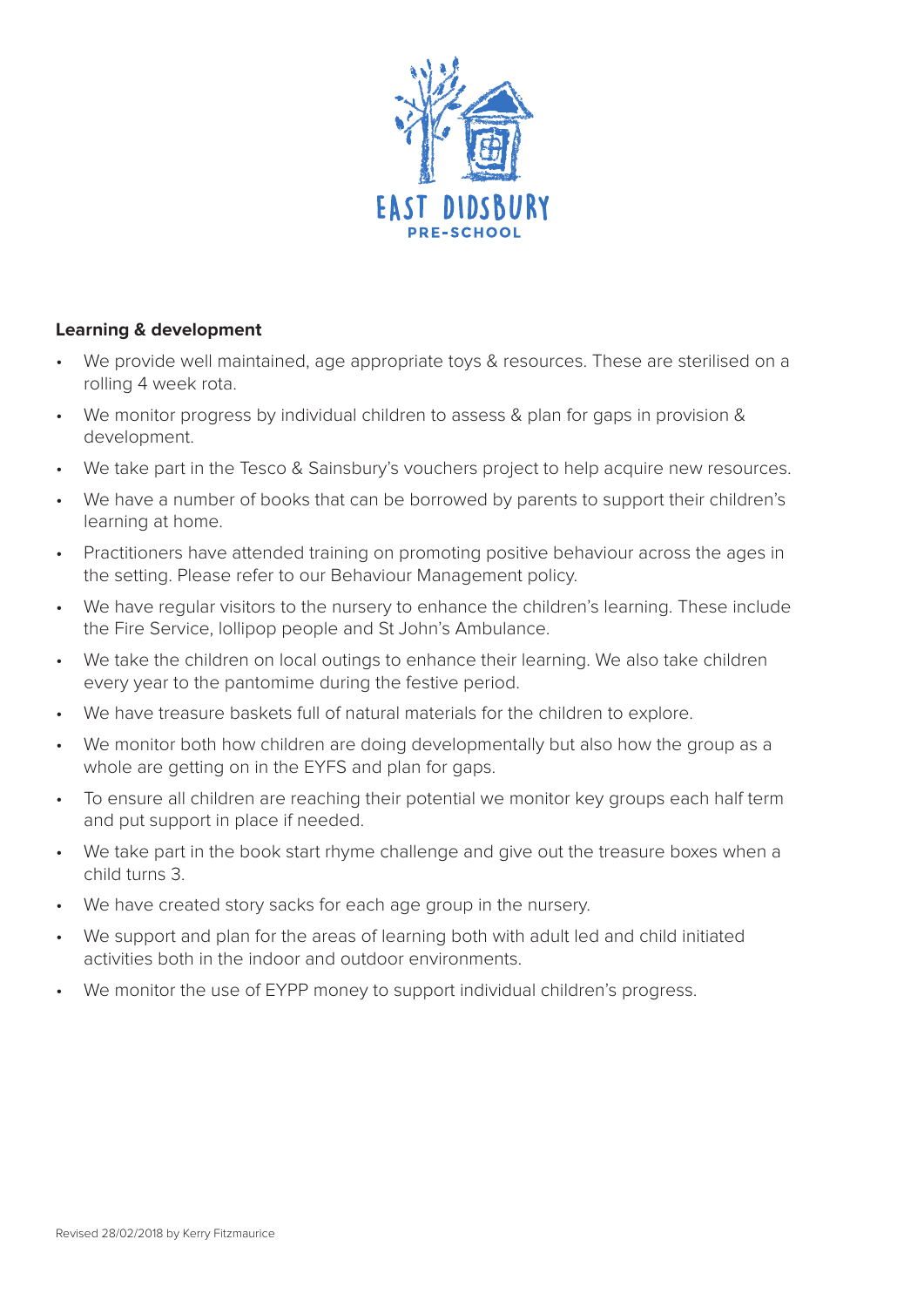EAST DIDSBURY
PRE-SCHOOL

**Learning & development**

- We provide well maintained, age appropriate toys & resources. These are sterilised on a rolling 4 week rota.
- We monitor progress by individual children to assess & plan for gaps in provision & development.
- We take part in the Tesco & Sainsbury's vouchers project to help acquire new resources.
- We have a number of books that can be borrowed by parents to support their children's learning at home.
- Practitioners have attended training on promoting positive behaviour across the ages in the setting. Please refer to our Behaviour Management policy.
- We have regular visitors to the nursery to enhance the children's learning. These include the Fire Service, lollipop people and St John's Ambulance.
- We take the children on local outings to enhance their learning. We also take children every year to the pantomime during the festive period.
- We have treasure baskets full of natural materials for the children to explore.
- We monitor both how children are doing developmentally but also how the group as a whole are getting on in the EYFS and plan for gaps.
- To ensure all children are reaching their potential we monitor key groups each half term and put support in place if needed.
- We take part in the book start rhyme challenge and give out the treasure boxes when a child turns 3.
- We have created story sacks for each age group in the nursery.
- We support and plan for the areas of learning both with adult led and child initiated activities both in the indoor and outdoor environments.
- We monitor the use of EYPP money to support individual children's progress.

Revised 28/02/2018 by Kerry Fitzmaurice